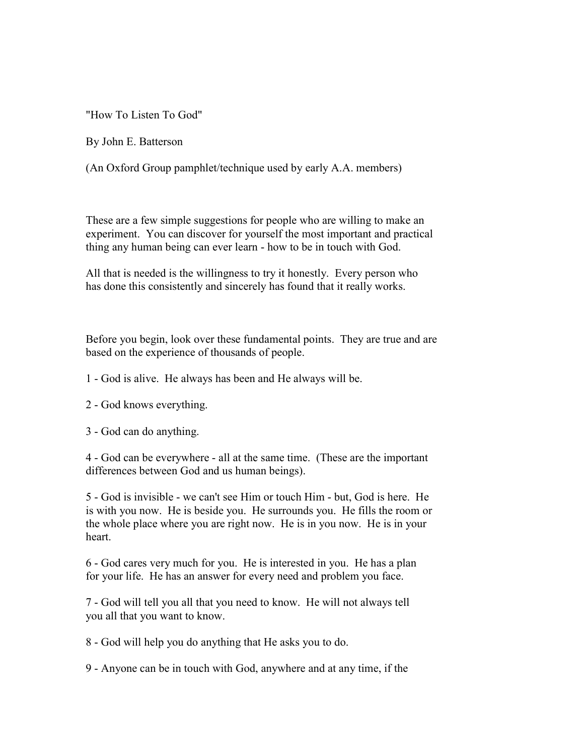# "How To Listen To God"

By John E. Batterson

(An Oxford Group pamphlet/technique used by early A.A. members)

These are a few simple suggestions for people who are willing to make an experiment. You can discover for yourself the most important and practical thing any human being can ever learn - how to be in touch with God.

All that is needed is the willingness to try it honestly. Every person who has done this consistently and sincerely has found that it really works.

Before you begin, look over these fundamental points. They are true and are based on the experience of thousands of people.

1 - God is alive. He always has been and He always will be.

2 - God knows everything.

3 - God can do anything.

4 - God can be everywhere - all at the same time. (These are the important differences between God and us human beings).

5 - God is invisible - we can't see Him or touch Him - but, God is here. He is with you now. He is beside you. He surrounds you. He fills the room or the whole place where you are right now. He is in you now. He is in your heart.

6 - God cares very much for you. He is interested in you. He has a plan for your life. He has an answer for every need and problem you face.

7 - God will tell you all that you need to know. He will not always tell you all that you want to know.

8 - God will help you do anything that He asks you to do.

9 - Anyone can be in touch with God, anywhere and at any time, if the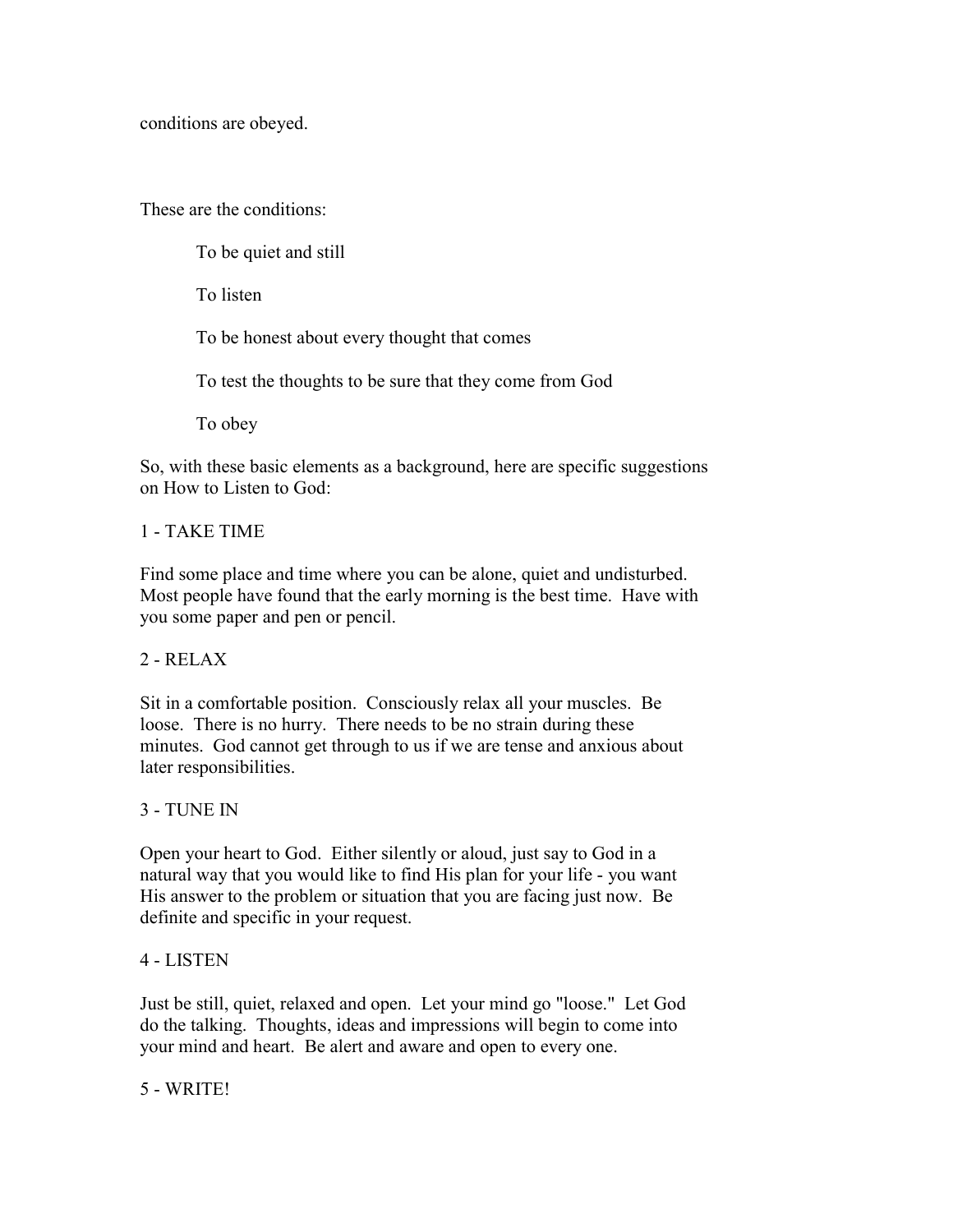conditions are obeyed.

These are the conditions:

> To be quiet and still
>
> To listen
>
> To be honest about every thought that comes
>
> To test the thoughts to be sure that they come from God
>
> To obey

So, with these basic elements as a background, here are specific suggestions on How to Listen to God:

1 - TAKE TIME

Find some place and time where you can be alone, quiet and undisturbed. Most people have found that the early morning is the best time. Have with you some paper and pen or pencil.

2 - RELAX

Sit in a comfortable position. Consciously relax all your muscles. Be loose. There is no hurry. There needs to be no strain during these minutes. God cannot get through to us if we are tense and anxious about later responsibilities.

3 - TUNE IN

Open your heart to God. Either silently or aloud, just say to God in a natural way that you would like to find His plan for your life - you want His answer to the problem or situation that you are facing just now. Be definite and specific in your request.

4 - LISTEN

Just be still, quiet, relaxed and open. Let your mind go "loose." Let God do the talking. Thoughts, ideas and impressions will begin to come into your mind and heart. Be alert and aware and open to every one.

5 - WRITE!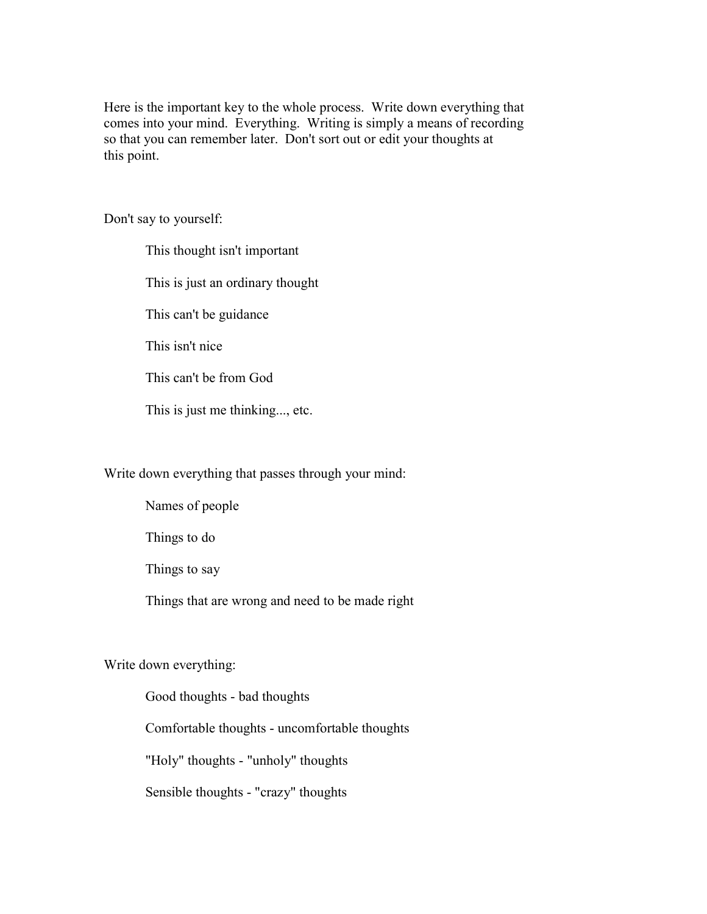Here is the important key to the whole process. Write down everything that comes into your mind. Everything. Writing is simply a means of recording so that you can remember later. Don't sort out or edit your thoughts at this point.

Don't say to yourself:

> This thought isn't important
>
> This is just an ordinary thought
>
> This can't be guidance
>
> This isn't nice
>
> This can't be from God
>
> This is just me thinking..., etc.

Write down everything that passes through your mind:

> Names of people
>
> Things to do
>
> Things to say
>
> Things that are wrong and need to be made right

Write down everything:

> Good thoughts - bad thoughts
>
> Comfortable thoughts - uncomfortable thoughts
>
> "Holy" thoughts - "unholy" thoughts
>
> Sensible thoughts - "crazy" thoughts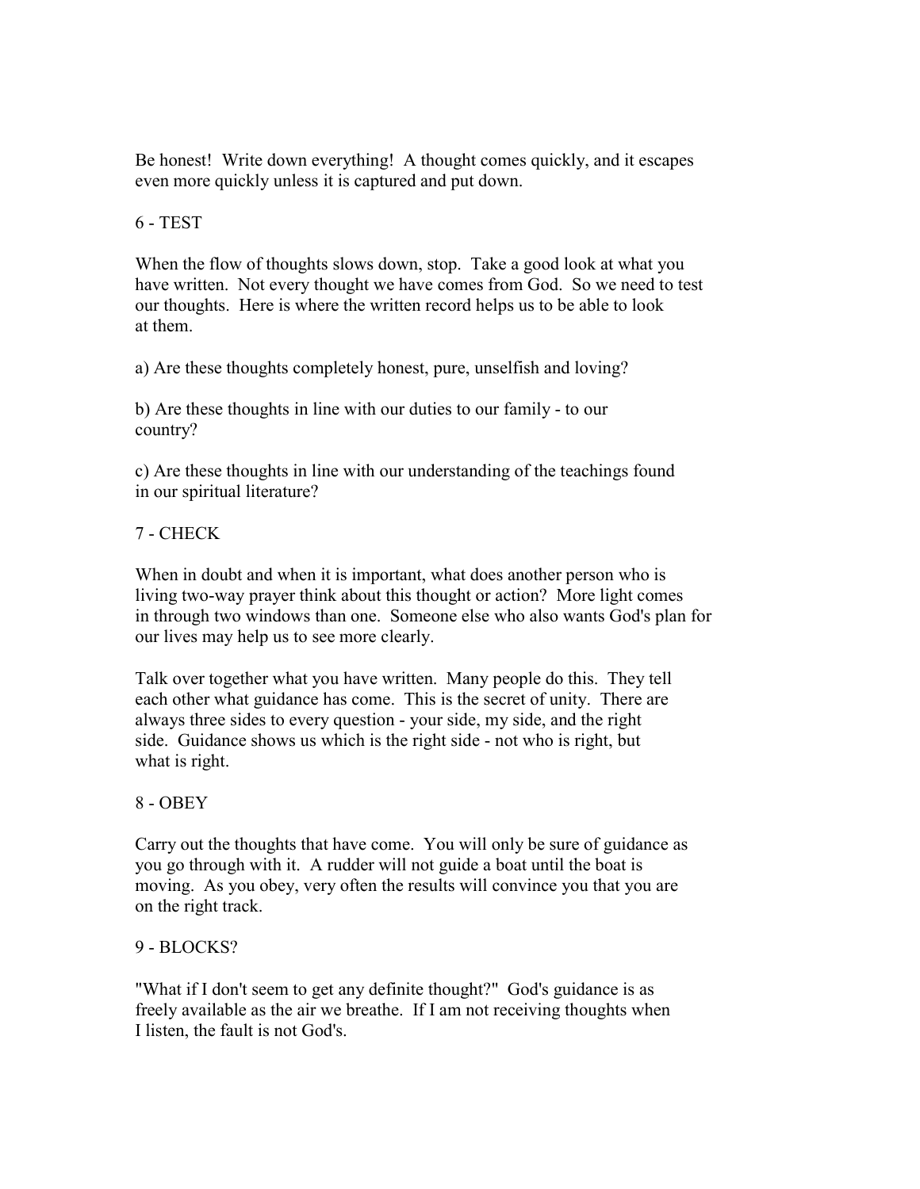Be honest! Write down everything! A thought comes quickly, and it escapes even more quickly unless it is captured and put down.

## 6 - TEST

When the flow of thoughts slows down, stop. Take a good look at what you have written. Not every thought we have comes from God. So we need to test our thoughts. Here is where the written record helps us to be able to look at them.

a) Are these thoughts completely honest, pure, unselfish and loving?

b) Are these thoughts in line with our duties to our family - to our country?

c) Are these thoughts in line with our understanding of the teachings found in our spiritual literature?

## 7 - CHECK

When in doubt and when it is important, what does another person who is living two-way prayer think about this thought or action? More light comes in through two windows than one. Someone else who also wants God's plan for our lives may help us to see more clearly.

Talk over together what you have written. Many people do this. They tell each other what guidance has come. This is the secret of unity. There are always three sides to every question - your side, my side, and the right side. Guidance shows us which is the right side - not who is right, but what is right.

## 8 - OBEY

Carry out the thoughts that have come. You will only be sure of guidance as you go through with it. A rudder will not guide a boat until the boat is moving. As you obey, very often the results will convince you that you are on the right track.

## 9 - BLOCKS?

"What if I don't seem to get any definite thought?" God's guidance is as freely available as the air we breathe. If I am not receiving thoughts when I listen, the fault is not God's.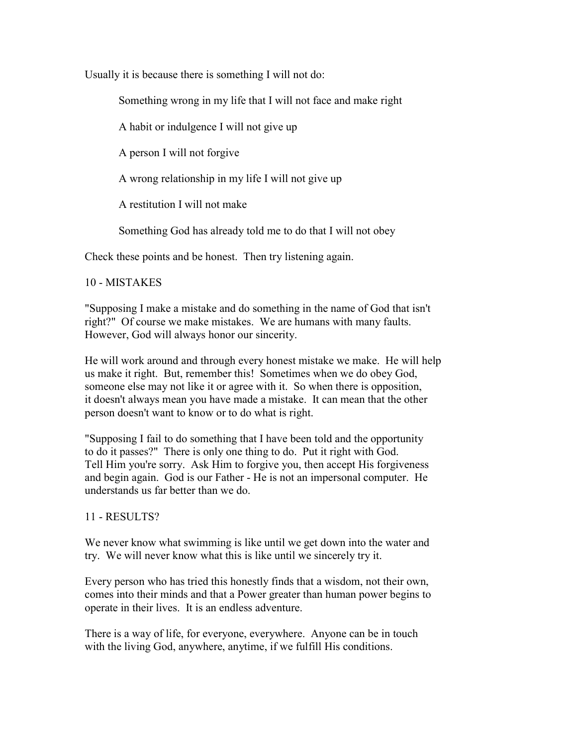Usually it is because there is something I will not do:

> Something wrong in my life that I will not face and make right
>
> A habit or indulgence I will not give up
>
> A person I will not forgive
>
> A wrong relationship in my life I will not give up
>
> A restitution I will not make
>
> Something God has already told me to do that I will not obey

Check these points and be honest. Then try listening again.

## 10 - MISTAKES

"Supposing I make a mistake and do something in the name of God that isn't right?" Of course we make mistakes. We are humans with many faults. However, God will always honor our sincerity.

He will work around and through every honest mistake we make. He will help us make it right. But, remember this! Sometimes when we do obey God, someone else may not like it or agree with it. So when there is opposition, it doesn't always mean you have made a mistake. It can mean that the other person doesn't want to know or to do what is right.

"Supposing I fail to do something that I have been told and the opportunity to do it passes?" There is only one thing to do. Put it right with God. Tell Him you're sorry. Ask Him to forgive you, then accept His forgiveness and begin again. God is our Father - He is not an impersonal computer. He understands us far better than we do.

## 11 - RESULTS?

We never know what swimming is like until we get down into the water and try. We will never know what this is like until we sincerely try it.

Every person who has tried this honestly finds that a wisdom, not their own, comes into their minds and that a Power greater than human power begins to operate in their lives. It is an endless adventure.

There is a way of life, for everyone, everywhere. Anyone can be in touch with the living God, anywhere, anytime, if we fulfill His conditions.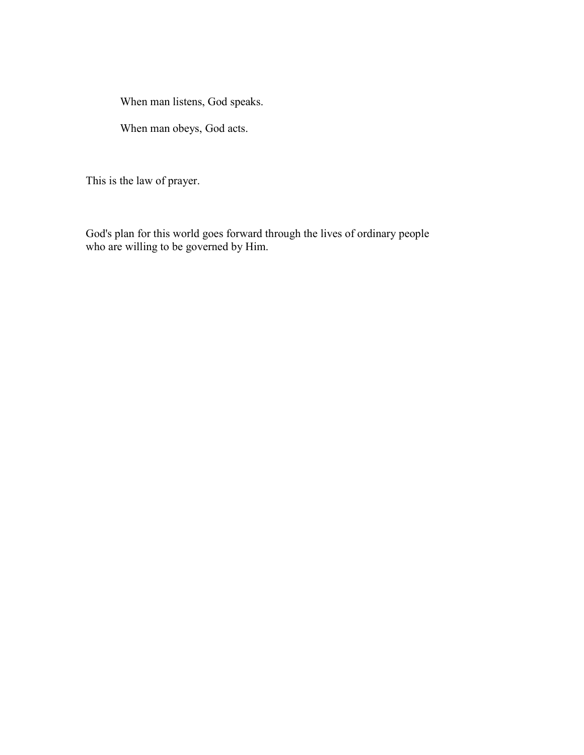When man listens, God speaks.

When man obeys, God acts.

This is the law of prayer.

God's plan for this world goes forward through the lives of ordinary people who are willing to be governed by Him.